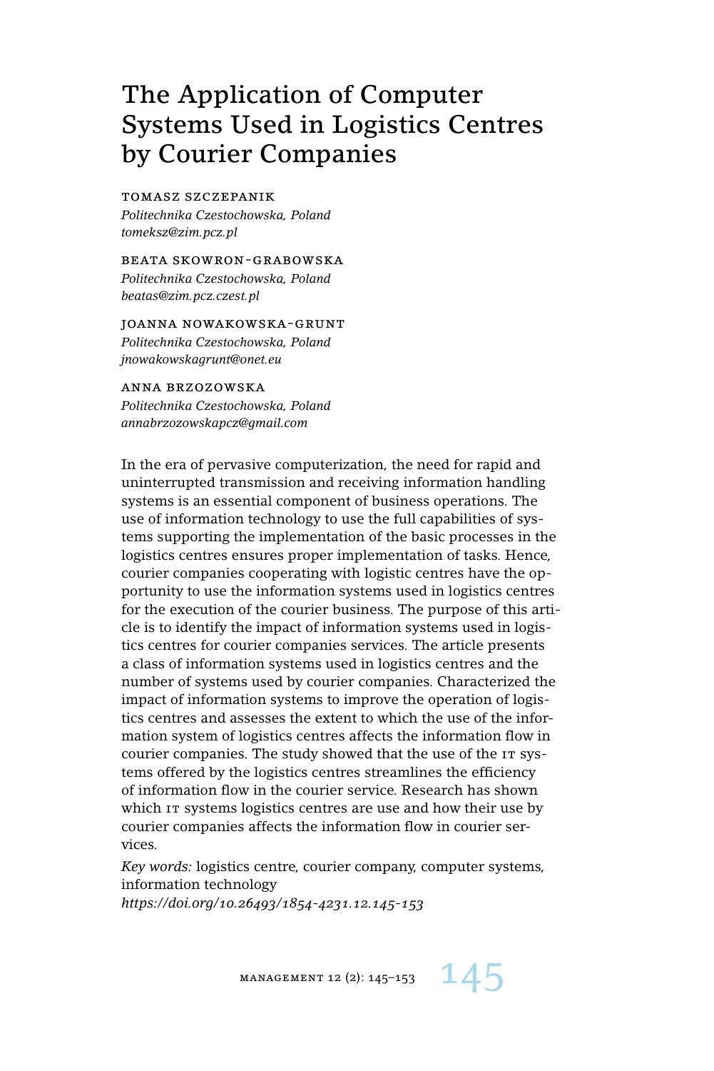# The Application of Computer Systems Used in Logistics Centres by Courier Companies

TOMASZ SZCZEPANIK
*Politechnika Czestochowska, Poland*
*tomeksz@zim.pcz.pl*

BEATA SKOWRON-GRABOWSKA
*Politechnika Czestochowska, Poland*
*beatas@zim.pcz.czest.pl*

JOANNA NOWAKOWSKA-GRUNT
*Politechnika Czestochowska, Poland*
*jnowakowskagrunt@onet.eu*

ANNA BRZOZOWSKA
*Politechnika Czestochowska, Poland*
*annabrzozowskapcz@gmail.com*

In the era of pervasive computerization, the need for rapid and uninterrupted transmission and receiving information handling systems is an essential component of business operations. The use of information technology to use the full capabilities of systems supporting the implementation of the basic processes in the logistics centres ensures proper implementation of tasks. Hence, courier companies cooperating with logistic centres have the opportunity to use the information systems used in logistics centres for the execution of the courier business. The purpose of this article is to identify the impact of information systems used in logistics centres for courier companies services. The article presents a class of information systems used in logistics centres and the number of systems used by courier companies. Characterized the impact of information systems to improve the operation of logistics centres and assesses the extent to which the use of the information system of logistics centres affects the information flow in courier companies. The study showed that the use of the IT systems offered by the logistics centres streamlines the efficiency of information flow in the courier service. Research has shown which IT systems logistics centres are use and how their use by courier companies affects the information flow in courier services.

*Key words:* logistics centre, courier company, computer systems, information technology
*https://doi.org/10.26493/1854-4231.12.145-153*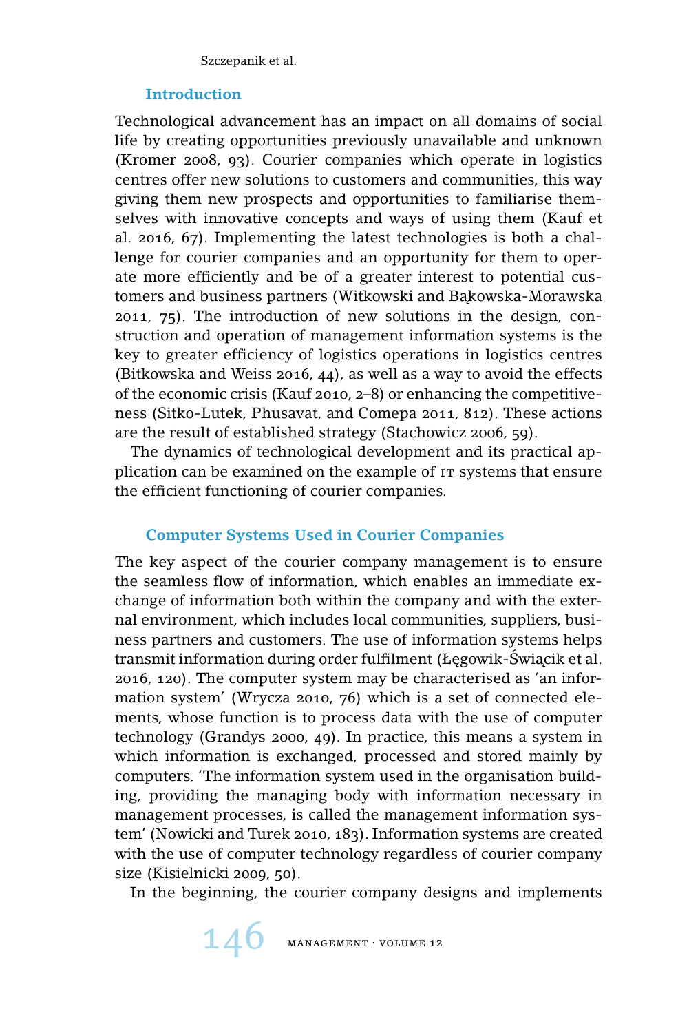## Introduction

Technological advancement has an impact on all domains of social life by creating opportunities previously unavailable and unknown (Kromer 2008, 93). Courier companies which operate in logistics centres offer new solutions to customers and communities, this way giving them new prospects and opportunities to familiarise themselves with innovative concepts and ways of using them (Kauf et al. 2016, 67). Implementing the latest technologies is both a challenge for courier companies and an opportunity for them to operate more efficiently and be of a greater interest to potential customers and business partners (Witkowski and Bąkowska-Morawska 2011, 75). The introduction of new solutions in the design, construction and operation of management information systems is the key to greater efficiency of logistics operations in logistics centres (Bitkowska and Weiss 2016, 44), as well as a way to avoid the effects of the economic crisis (Kauf 2010, 2–8) or enhancing the competitiveness (Sitko-Lutek, Phusavat, and Comepa 2011, 812). These actions are the result of established strategy (Stachowicz 2006, 59).

The dynamics of technological development and its practical application can be examined on the example of IT systems that ensure the efficient functioning of courier companies.

## Computer Systems Used in Courier Companies

The key aspect of the courier company management is to ensure the seamless flow of information, which enables an immediate exchange of information both within the company and with the external environment, which includes local communities, suppliers, business partners and customers. The use of information systems helps transmit information during order fulfilment (Łęgowik-Świącik et al. 2016, 120). The computer system may be characterised as 'an information system' (Wrycza 2010, 76) which is a set of connected elements, whose function is to process data with the use of computer technology (Grandys 2000, 49). In practice, this means a system in which information is exchanged, processed and stored mainly by computers. 'The information system used in the organisation building, providing the managing body with information necessary in management processes, is called the management information system' (Nowicki and Turek 2010, 183). Information systems are created with the use of computer technology regardless of courier company size (Kisielnicki 2009, 50).

In the beginning, the courier company designs and implements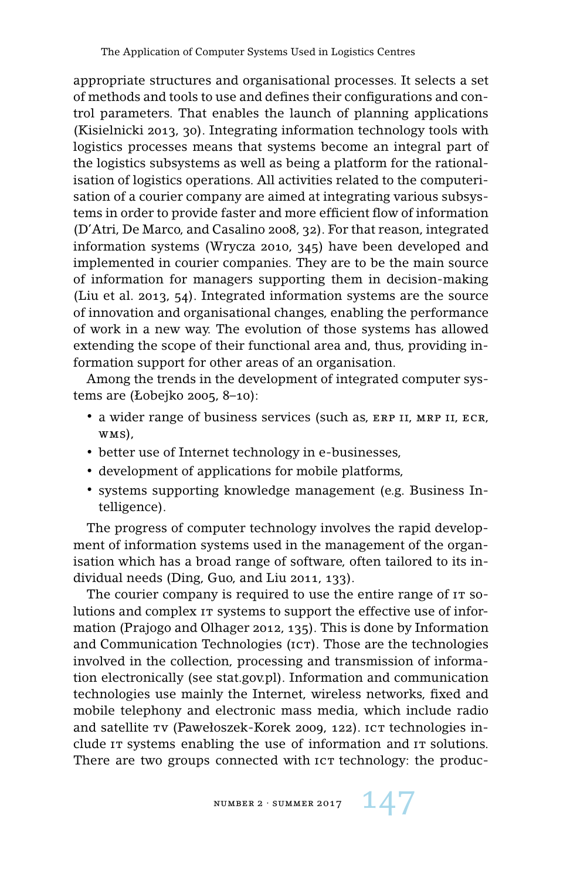appropriate structures and organisational processes. It selects a set of methods and tools to use and defines their configurations and control parameters. That enables the launch of planning applications (Kisielnicki 2013, 30). Integrating information technology tools with logistics processes means that systems become an integral part of the logistics subsystems as well as being a platform for the rationalisation of logistics operations. All activities related to the computerisation of a courier company are aimed at integrating various subsystems in order to provide faster and more efficient flow of information (D'Atri, De Marco, and Casalino 2008, 32). For that reason, integrated information systems (Wrycza 2010, 345) have been developed and implemented in courier companies. They are to be the main source of information for managers supporting them in decision-making (Liu et al. 2013, 54). Integrated information systems are the source of innovation and organisational changes, enabling the performance of work in a new way. The evolution of those systems has allowed extending the scope of their functional area and, thus, providing information support for other areas of an organisation.

Among the trends in the development of integrated computer systems are (Łobejko 2005, 8–10):

- a wider range of business services (such as, ERP II, MRP II, ECR, WMS),
- better use of Internet technology in e-businesses,
- development of applications for mobile platforms,
- systems supporting knowledge management (e.g. Business Intelligence).

The progress of computer technology involves the rapid development of information systems used in the management of the organisation which has a broad range of software, often tailored to its individual needs (Ding, Guo, and Liu 2011, 133).

The courier company is required to use the entire range of IT solutions and complex IT systems to support the effective use of information (Prajogo and Olhager 2012, 135). This is done by Information and Communication Technologies (ICT). Those are the technologies involved in the collection, processing and transmission of information electronically (see stat.gov.pl). Information and communication technologies use mainly the Internet, wireless networks, fixed and mobile telephony and electronic mass media, which include radio and satellite TV (Pawełoszek-Korek 2009, 122). ICT technologies include IT systems enabling the use of information and IT solutions. There are two groups connected with ICT technology: the produc-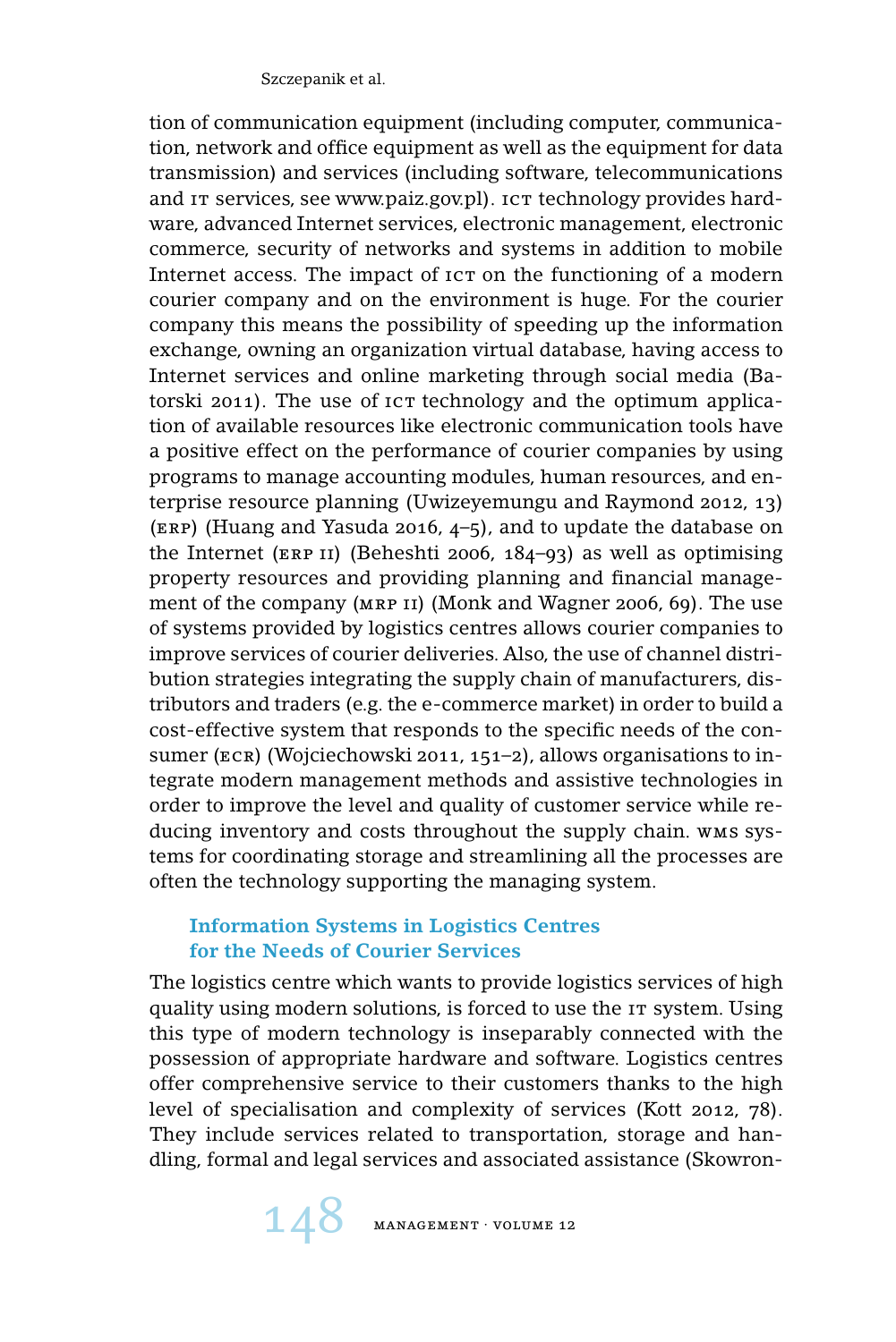tion of communication equipment (including computer, communication, network and office equipment as well as the equipment for data transmission) and services (including software, telecommunications and IT services, see www.paiz.gov.pl). ICT technology provides hardware, advanced Internet services, electronic management, electronic commerce, security of networks and systems in addition to mobile Internet access. The impact of ICT on the functioning of a modern courier company and on the environment is huge. For the courier company this means the possibility of speeding up the information exchange, owning an organization virtual database, having access to Internet services and online marketing through social media (Batorski 2011). The use of ICT technology and the optimum application of available resources like electronic communication tools have a positive effect on the performance of courier companies by using programs to manage accounting modules, human resources, and enterprise resource planning (Uwizeyemungu and Raymond 2012, 13) (ERP) (Huang and Yasuda 2016, 4–5), and to update the database on the Internet (ERP II) (Beheshti 2006, 184–93) as well as optimising property resources and providing planning and financial management of the company (MRP II) (Monk and Wagner 2006, 69). The use of systems provided by logistics centres allows courier companies to improve services of courier deliveries. Also, the use of channel distribution strategies integrating the supply chain of manufacturers, distributors and traders (e.g. the e-commerce market) in order to build a cost-effective system that responds to the specific needs of the consumer (ECR) (Wojciechowski 2011, 151–2), allows organisations to integrate modern management methods and assistive technologies in order to improve the level and quality of customer service while reducing inventory and costs throughout the supply chain. WMS systems for coordinating storage and streamlining all the processes are often the technology supporting the managing system.

## Information Systems in Logistics Centres for the Needs of Courier Services

The logistics centre which wants to provide logistics services of high quality using modern solutions, is forced to use the IT system. Using this type of modern technology is inseparably connected with the possession of appropriate hardware and software. Logistics centres offer comprehensive service to their customers thanks to the high level of specialisation and complexity of services (Kott 2012, 78). They include services related to transportation, storage and handling, formal and legal services and associated assistance (Skowron-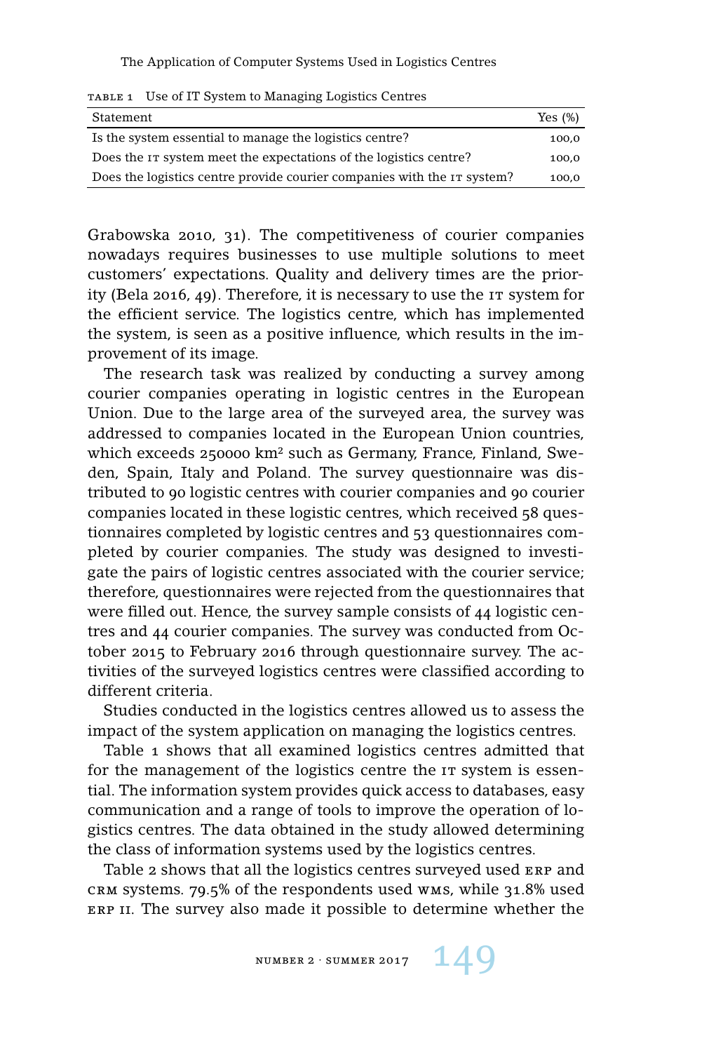Table 1 Use of IT System to Managing Logistics Centres

| Statement | Yes (%) |
|---|---|
| Is the system essential to manage the logistics centre? | 100,0 |
| Does the IT system meet the expectations of the logistics centre? | 100,0 |
| Does the logistics centre provide courier companies with the IT system? | 100,0 |

Grabowska 2010, 31). The competitiveness of courier companies nowadays requires businesses to use multiple solutions to meet customers' expectations. Quality and delivery times are the priority (Bela 2016, 49). Therefore, it is necessary to use the IT system for the efficient service. The logistics centre, which has implemented the system, is seen as a positive influence, which results in the improvement of its image.

The research task was realized by conducting a survey among courier companies operating in logistic centres in the European Union. Due to the large area of the surveyed area, the survey was addressed to companies located in the European Union countries, which exceeds 250000 km$^2$ such as Germany, France, Finland, Sweden, Spain, Italy and Poland. The survey questionnaire was distributed to 90 logistic centres with courier companies and 90 courier companies located in these logistic centres, which received 58 questionnaires completed by logistic centres and 53 questionnaires completed by courier companies. The study was designed to investigate the pairs of logistic centres associated with the courier service; therefore, questionnaires were rejected from the questionnaires that were filled out. Hence, the survey sample consists of 44 logistic centres and 44 courier companies. The survey was conducted from October 2015 to February 2016 through questionnaire survey. The activities of the surveyed logistics centres were classified according to different criteria.

Studies conducted in the logistics centres allowed us to assess the impact of the system application on managing the logistics centres.

Table 1 shows that all examined logistics centres admitted that for the management of the logistics centre the IT system is essential. The information system provides quick access to databases, easy communication and a range of tools to improve the operation of logistics centres. The data obtained in the study allowed determining the class of information systems used by the logistics centres.

Table 2 shows that all the logistics centres surveyed used ERP and CRM systems. 79.5% of the respondents used WMS, while 31.8% used ERP II. The survey also made it possible to determine whether the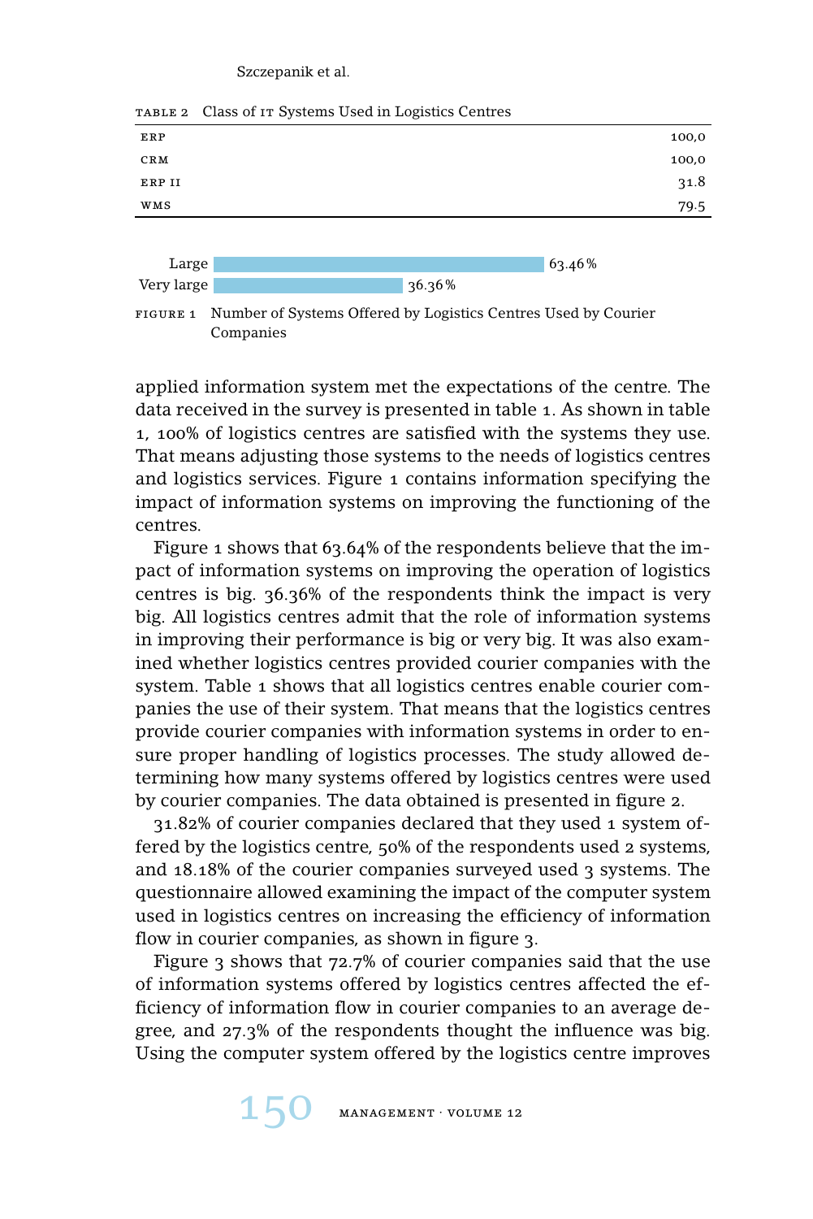TABLE 2 Class of IT Systems Used in Logistics Centres

| | |
|---|---|
| ERP | 100,0 |
| CRM | 100,0 |
| ERP II | 31.8 |
| WMS | 79.5 |

| | |
|---|---|
| Large | 63.46% |
| Very large | 36.36% |

FIGURE 1 Number of Systems Offered by Logistics Centres Used by Courier Companies

applied information system met the expectations of the centre. The data received in the survey is presented in table 1. As shown in table 1, 100% of logistics centres are satisfied with the systems they use. That means adjusting those systems to the needs of logistics centres and logistics services. Figure 1 contains information specifying the impact of information systems on improving the functioning of the centres.

Figure 1 shows that 63.64% of the respondents believe that the impact of information systems on improving the operation of logistics centres is big. 36.36% of the respondents think the impact is very big. All logistics centres admit that the role of information systems in improving their performance is big or very big. It was also examined whether logistics centres provided courier companies with the system. Table 1 shows that all logistics centres enable courier companies the use of their system. That means that the logistics centres provide courier companies with information systems in order to ensure proper handling of logistics processes. The study allowed determining how many systems offered by logistics centres were used by courier companies. The data obtained is presented in figure 2.

31.82% of courier companies declared that they used 1 system offered by the logistics centre, 50% of the respondents used 2 systems, and 18.18% of the courier companies surveyed used 3 systems. The questionnaire allowed examining the impact of the computer system used in logistics centres on increasing the efficiency of information flow in courier companies, as shown in figure 3.

Figure 3 shows that 72.7% of courier companies said that the use of information systems offered by logistics centres affected the efficiency of information flow in courier companies to an average degree, and 27.3% of the respondents thought the influence was big. Using the computer system offered by the logistics centre improves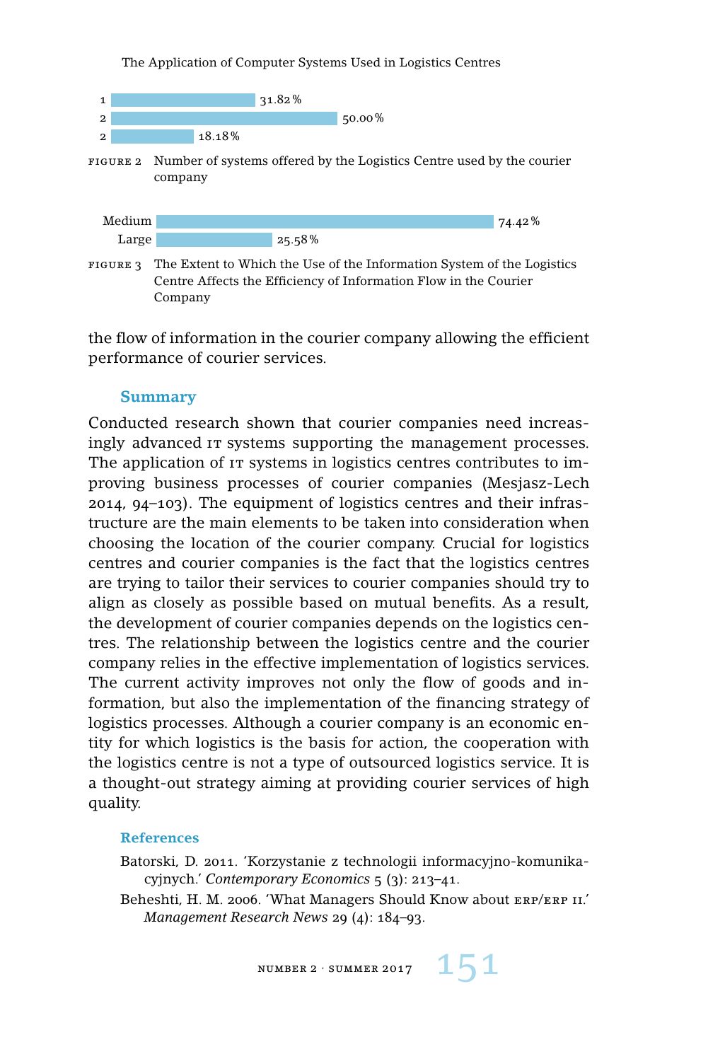| | |
|---|---|
| 1 | 31.82 % |
| 2 | 50.00 % |
| 2 | 18.18 % |

FIGURE 2 Number of systems offered by the Logistics Centre used by the courier company

| | |
|---|---|
| Medium | 74.42 % |
| Large | 25.58 % |

FIGURE 3 The Extent to Which the Use of the Information System of the Logistics Centre Affects the Efficiency of Information Flow in the Courier Company

the flow of information in the courier company allowing the efficient performance of courier services.

## Summary

Conducted research shown that courier companies need increasingly advanced IT systems supporting the management processes. The application of IT systems in logistics centres contributes to improving business processes of courier companies (Mesjasz-Lech 2014, 94–103). The equipment of logistics centres and their infrastructure are the main elements to be taken into consideration when choosing the location of the courier company. Crucial for logistics centres and courier companies is the fact that the logistics centres are trying to tailor their services to courier companies should try to align as closely as possible based on mutual benefits. As a result, the development of courier companies depends on the logistics centres. The relationship between the logistics centre and the courier company relies in the effective implementation of logistics services. The current activity improves not only the flow of goods and information, but also the implementation of the financing strategy of logistics processes. Although a courier company is an economic entity for which logistics is the basis for action, the cooperation with the logistics centre is not a type of outsourced logistics service. It is a thought-out strategy aiming at providing courier services of high quality.

## References

Batorski, D. 2011. 'Korzystanie z technologii informacyjno-komunikacyjnych.' *Contemporary Economics* 5 (3): 213–41.

Beheshti, H. M. 2006. 'What Managers Should Know about ERP/ERP II.' *Management Research News* 29 (4): 184–93.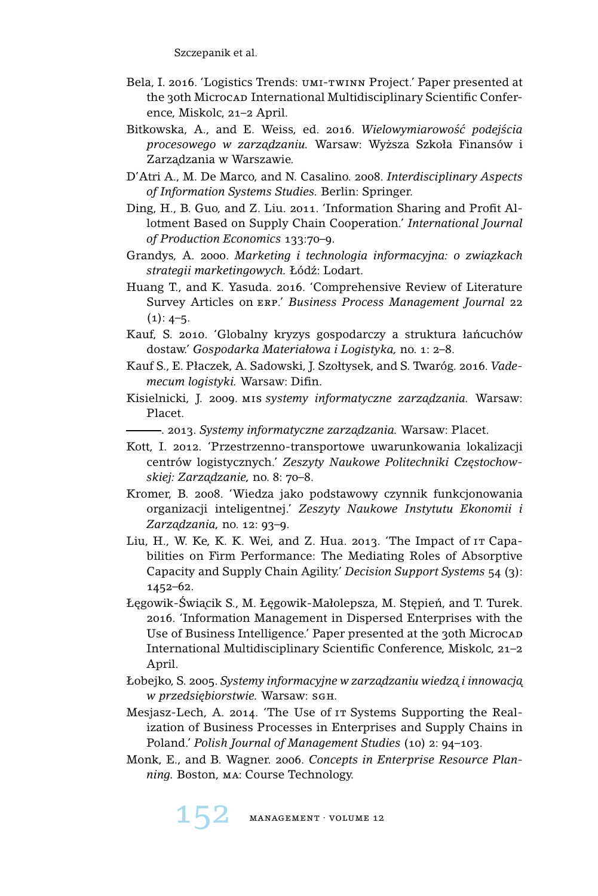Bela, I. 2016. 'Logistics Trends: UMI-TWINN Project.' Paper presented at the 30th MicroCAD International Multidisciplinary Scientific Conference, Miskolc, 21–2 April.

Bitkowska, A., and E. Weiss, ed. 2016. *Wielowymiarowość podejścia procesowego w zarządzaniu.* Warsaw: Wyższa Szkoła Finansów i Zarządzania w Warszawie.

D'Atri A., M. De Marco, and N. Casalino. 2008. *Interdisciplinary Aspects of Information Systems Studies.* Berlin: Springer.

Ding, H., B. Guo, and Z. Liu. 2011. 'Information Sharing and Profit Allotment Based on Supply Chain Cooperation.' *International Journal of Production Economics* 133:70–9.

Grandys, A. 2000. *Marketing i technologia informacyjna: o związkach strategii marketingowych.* Łódź: Lodart.

Huang T., and K. Yasuda. 2016. 'Comprehensive Review of Literature Survey Articles on ERP.' *Business Process Management Journal* 22 (1): 4–5.

Kauf, S. 2010. 'Globalny kryzys gospodarczy a struktura łańcuchów dostaw.' *Gospodarka Materiałowa i Logistyka,* no. 1: 2–8.

Kauf S., E. Płaczek, A. Sadowski, J. Szołtysek, and S. Twaróg. 2016. *Vademecum logistyki.* Warsaw: Difin.

Kisielnicki, J. 2009. MIS *systemy informatyczne zarządzania.* Warsaw: Placet.

———. 2013. *Systemy informatyczne zarządzania.* Warsaw: Placet.

Kott, I. 2012. 'Przestrzenno-transportowe uwarunkowania lokalizacji centrów logistycznych.' *Zeszyty Naukowe Politechniki Częstochowskiej: Zarządzanie,* no. 8: 70–8.

Kromer, B. 2008. 'Wiedza jako podstawowy czynnik funkcjonowania organizacji inteligentnej.' *Zeszyty Naukowe Instytutu Ekonomii i Zarządzania,* no. 12: 93–9.

Liu, H., W. Ke, K. K. Wei, and Z. Hua. 2013. 'The Impact of IT Capabilities on Firm Performance: The Mediating Roles of Absorptive Capacity and Supply Chain Agility.' *Decision Support Systems* 54 (3): 1452–62.

Łęgowik-Świącik S., M. Łęgowik-Małolepsza, M. Stępień, and T. Turek. 2016. 'Information Management in Dispersed Enterprises with the Use of Business Intelligence.' Paper presented at the 30th MicroCAD International Multidisciplinary Scientific Conference, Miskolc, 21–2 April.

Łobejko, S. 2005. *Systemy informacyjne w zarządzaniu wiedzą i innowacją w przedsiębiorstwie.* Warsaw: SGH.

Mesjasz-Lech, A. 2014. 'The Use of IT Systems Supporting the Realization of Business Processes in Enterprises and Supply Chains in Poland.' *Polish Journal of Management Studies* (10) 2: 94–103.

Monk, E., and B. Wagner. 2006. *Concepts in Enterprise Resource Planning.* Boston, MA: Course Technology.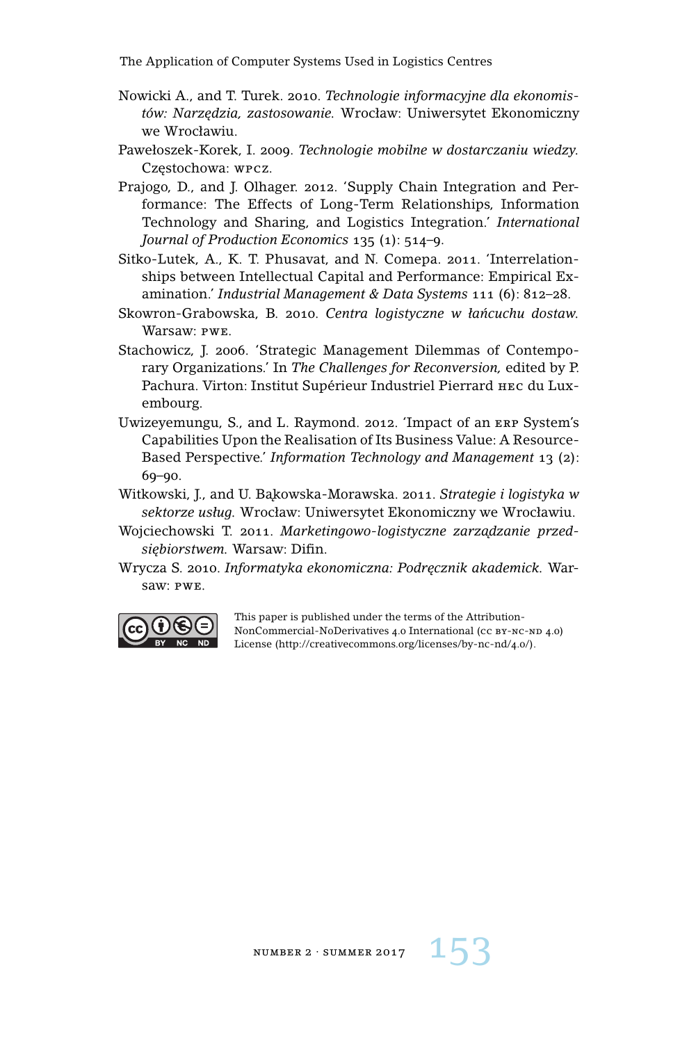Nowicki A., and T. Turek. 2010. *Technologie informacyjne dla ekonomistów: Narzędzia, zastosowanie.* Wrocław: Uniwersytet Ekonomiczny we Wrocławiu.

Pawełoszek-Korek, I. 2009. *Technologie mobilne w dostarczaniu wiedzy.* Częstochowa: WPCZ.

Prajogo, D., and J. Olhager. 2012. 'Supply Chain Integration and Performance: The Effects of Long-Term Relationships, Information Technology and Sharing, and Logistics Integration.' *International Journal of Production Economics* 135 (1): 514–9.

Sitko-Lutek, A., K. T. Phusavat, and N. Comepa. 2011. 'Interrelationships between Intellectual Capital and Performance: Empirical Examination.' *Industrial Management & Data Systems* 111 (6): 812–28.

Skowron-Grabowska, B. 2010. *Centra logistyczne w łańcuchu dostaw.* Warsaw: PWE.

Stachowicz, J. 2006. 'Strategic Management Dilemmas of Contemporary Organizations.' In *The Challenges for Reconversion,* edited by P. Pachura. Virton: Institut Supérieur Industriel Pierrard HEC du Luxembourg.

Uwizeyemungu, S., and L. Raymond. 2012. 'Impact of an ERP System's Capabilities Upon the Realisation of Its Business Value: A Resource-Based Perspective.' *Information Technology and Management* 13 (2): 69–90.

Witkowski, J., and U. Bąkowska-Morawska. 2011. *Strategie i logistyka w sektorze usług.* Wrocław: Uniwersytet Ekonomiczny we Wrocławiu.

Wojciechowski T. 2011. *Marketingowo-logistyczne zarządzanie przedsiębiorstwem.* Warsaw: Difin.

Wrycza S. 2010. *Informatyka ekonomiczna: Podręcznik akademick.* Warsaw: PWE.

This paper is published under the terms of the Attribution-NonCommercial-NoDerivatives 4.0 International (CC BY-NC-ND 4.0) License (http://creativecommons.org/licenses/by-nc-nd/4.0/).